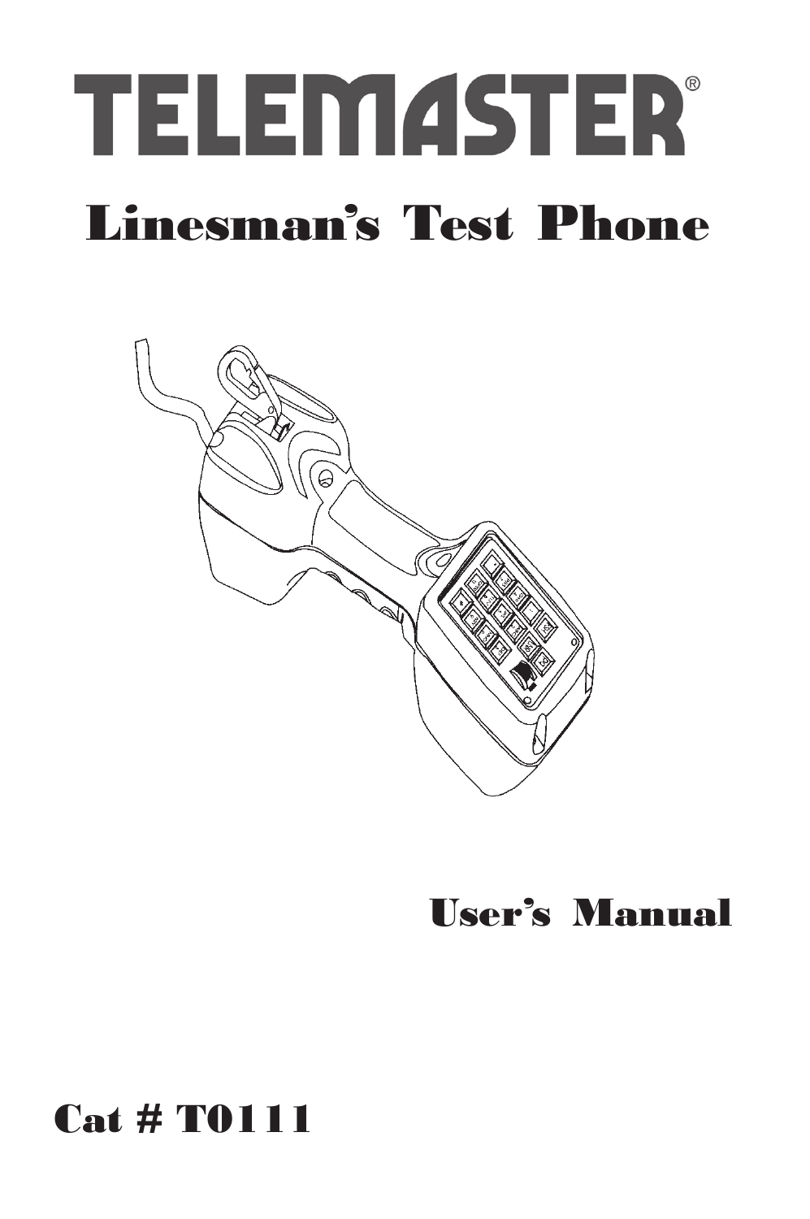# TELEMASTER®

## Linesman's Test Phone

User's Manual

**Cat # T0111**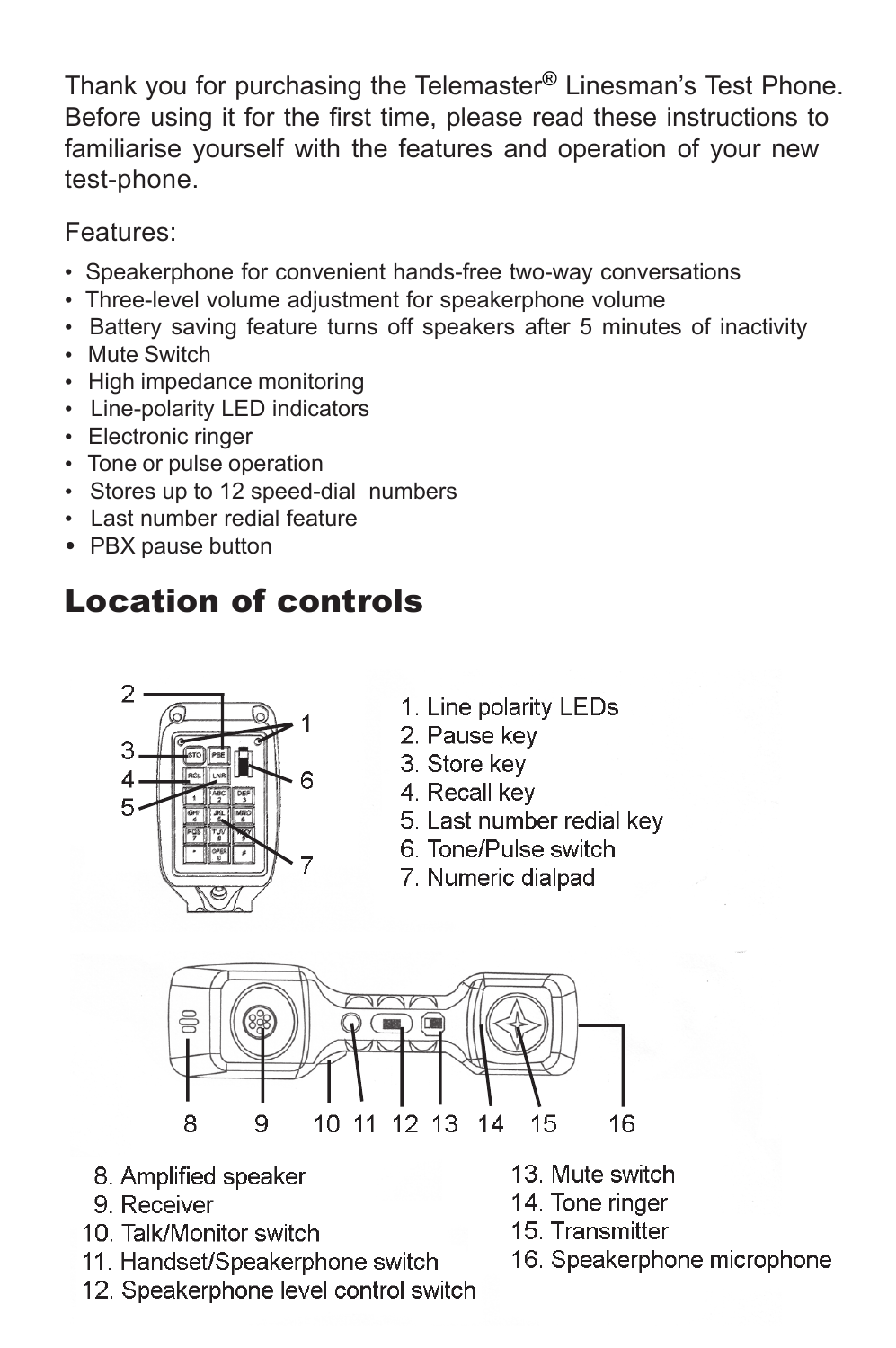Thank you for purchasing the Telemaster® Linesman's Test Phone. Before using it for the first time, please read these instructions to familiarise yourself with the features and operation of your new test-phone.

Features:

- Speakerphone for convenient hands-free two-way conversations
- Three-level volume adjustment for speakerphone volume
- Battery saving feature turns off speakers after 5 minutes of inactivity
- Mute Switch
- High impedance monitoring
- Line-polarity LED indicators
- Electronic ringer
- Tone or pulse operation
- Stores up to 12 speed-dial numbers
- Last number redial feature
- PBX pause button

# Location of controls

1. Line polarity LEDs
2. Pause key
3. Store key
4. Recall key
5. Last number redial key
6. Tone/Pulse switch
7. Numeric dialpad

8. Amplified speaker
9. Receiver
10. Talk/Monitor switch
11. Handset/Speakerphone switch
12. Speakerphone level control switch
13. Mute switch
14. Tone ringer
15. Transmitter
16. Speakerphone microphone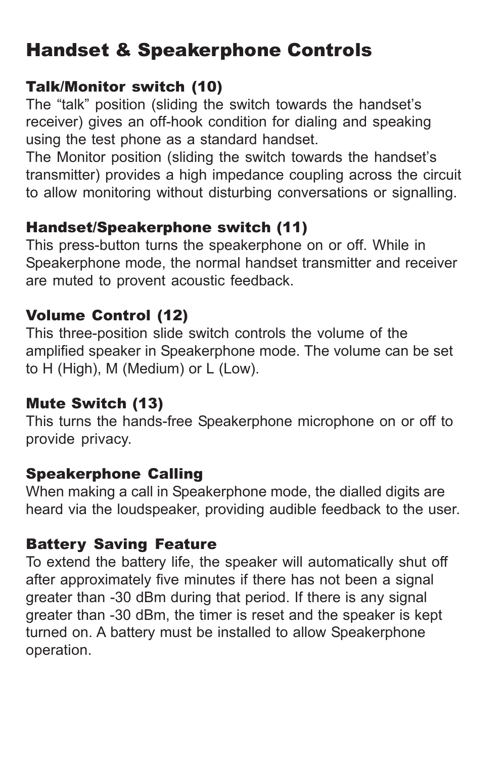# Handset & Speakerphone Controls

### Talk/Monitor switch (10)

The “talk” position (sliding the switch towards the handset’s receiver) gives an off-hook condition for dialing and speaking using the test phone as a standard handset.
The Monitor position (sliding the switch towards the handset’s transmitter) provides a high impedance coupling across the circuit to allow monitoring without disturbing conversations or signalling.

### Handset/Speakerphone switch (11)

This press-button turns the speakerphone on or off. While in Speakerphone mode, the normal handset transmitter and receiver are muted to provent acoustic feedback.

### Volume Control (12)

This three-position slide switch controls the volume of the amplified speaker in Speakerphone mode. The volume can be set to H (High), M (Medium) or L (Low).

### Mute Switch (13)

This turns the hands-free Speakerphone microphone on or off to provide privacy.

### Speakerphone Calling

When making a call in Speakerphone mode, the dialled digits are heard via the loudspeaker, providing audible feedback to the user.

### Battery Saving Feature

To extend the battery life, the speaker will automatically shut off after approximately five minutes if there has not been a signal greater than -30 dBm during that period. If there is any signal greater than -30 dBm, the timer is reset and the speaker is kept turned on. A battery must be installed to allow Speakerphone operation.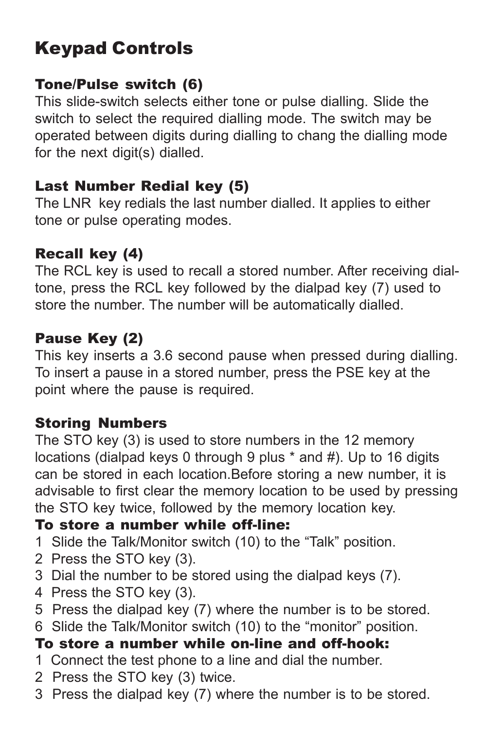# Keypad Controls

### Tone/Pulse switch (6)

This slide-switch selects either tone or pulse dialling. Slide the switch to select the required dialling mode. The switch may be operated between digits during dialling to chang the dialling mode for the next digit(s) dialled.

### Last Number Redial key (5)

The LNR key redials the last number dialled. It applies to either tone or pulse operating modes.

### Recall key (4)

The RCL key is used to recall a stored number. After receiving dial-tone, press the RCL key followed by the dialpad key (7) used to store the number. The number will be automatically dialled.

### Pause Key (2)

This key inserts a 3.6 second pause when pressed during dialling. To insert a pause in a stored number, press the PSE key at the point where the pause is required.

### Storing Numbers

The STO key (3) is used to store numbers in the 12 memory locations (dialpad keys 0 through 9 plus * and #). Up to 16 digits can be stored in each location.Before storing a new number, it is advisable to first clear the memory location to be used by pressing the STO key twice, followed by the memory location key.

**To store a number while off-line:**

1. Slide the Talk/Monitor switch (10) to the “Talk” position.
2. Press the STO key (3).
3. Dial the number to be stored using the dialpad keys (7).
4. Press the STO key (3).
5. Press the dialpad key (7) where the number is to be stored.
6. Slide the Talk/Monitor switch (10) to the “monitor” position.

**To store a number while on-line and off-hook:**

1. Connect the test phone to a line and dial the number.
2. Press the STO key (3) twice.
3. Press the dialpad key (7) where the number is to be stored.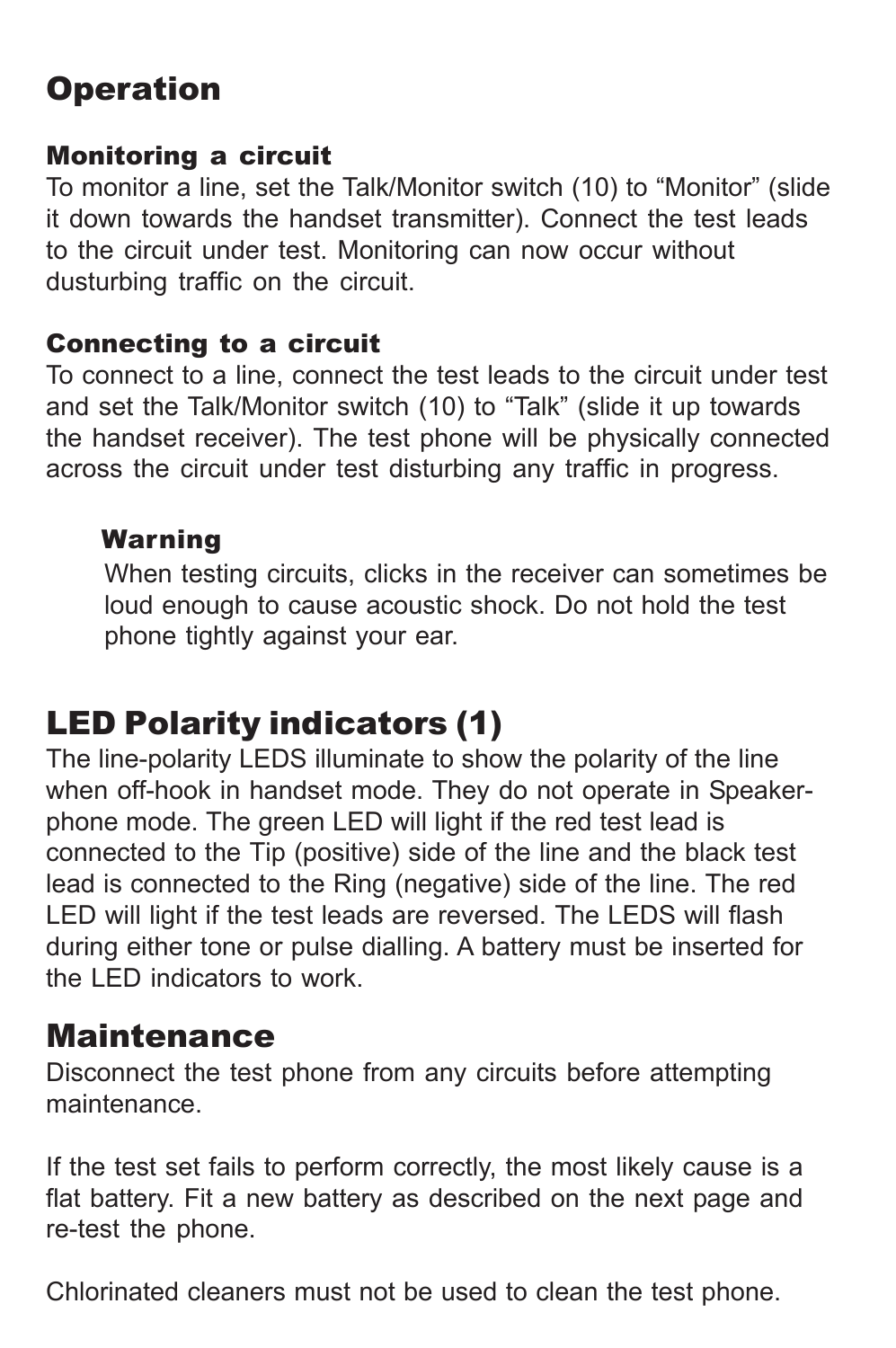# Operation

### Monitoring a circuit

To monitor a line, set the Talk/Monitor switch (10) to “Monitor” (slide it down towards the handset transmitter). Connect the test leads to the circuit under test. Monitoring can now occur without dusturbing traffic on the circuit.

### Connecting to a circuit

To connect to a line, connect the test leads to the circuit under test and set the Talk/Monitor switch (10) to “Talk” (slide it up towards the handset receiver). The test phone will be physically connected across the circuit under test disturbing any traffic in progress.

> **Warning**
>
> When testing circuits, clicks in the receiver can sometimes be loud enough to cause acoustic shock. Do not hold the test phone tightly against your ear.

# LED Polarity indicators (1)

The line-polarity LEDS illuminate to show the polarity of the line when off-hook in handset mode. They do not operate in Speaker-phone mode. The green LED will light if the red test lead is connected to the Tip (positive) side of the line and the black test lead is connected to the Ring (negative) side of the line. The red LED will light if the test leads are reversed. The LEDS will flash during either tone or pulse dialling. A battery must be inserted for the LED indicators to work.

# Maintenance

Disconnect the test phone from any circuits before attempting maintenance.

If the test set fails to perform correctly, the most likely cause is a flat battery. Fit a new battery as described on the next page and re-test the phone.

Chlorinated cleaners must not be used to clean the test phone.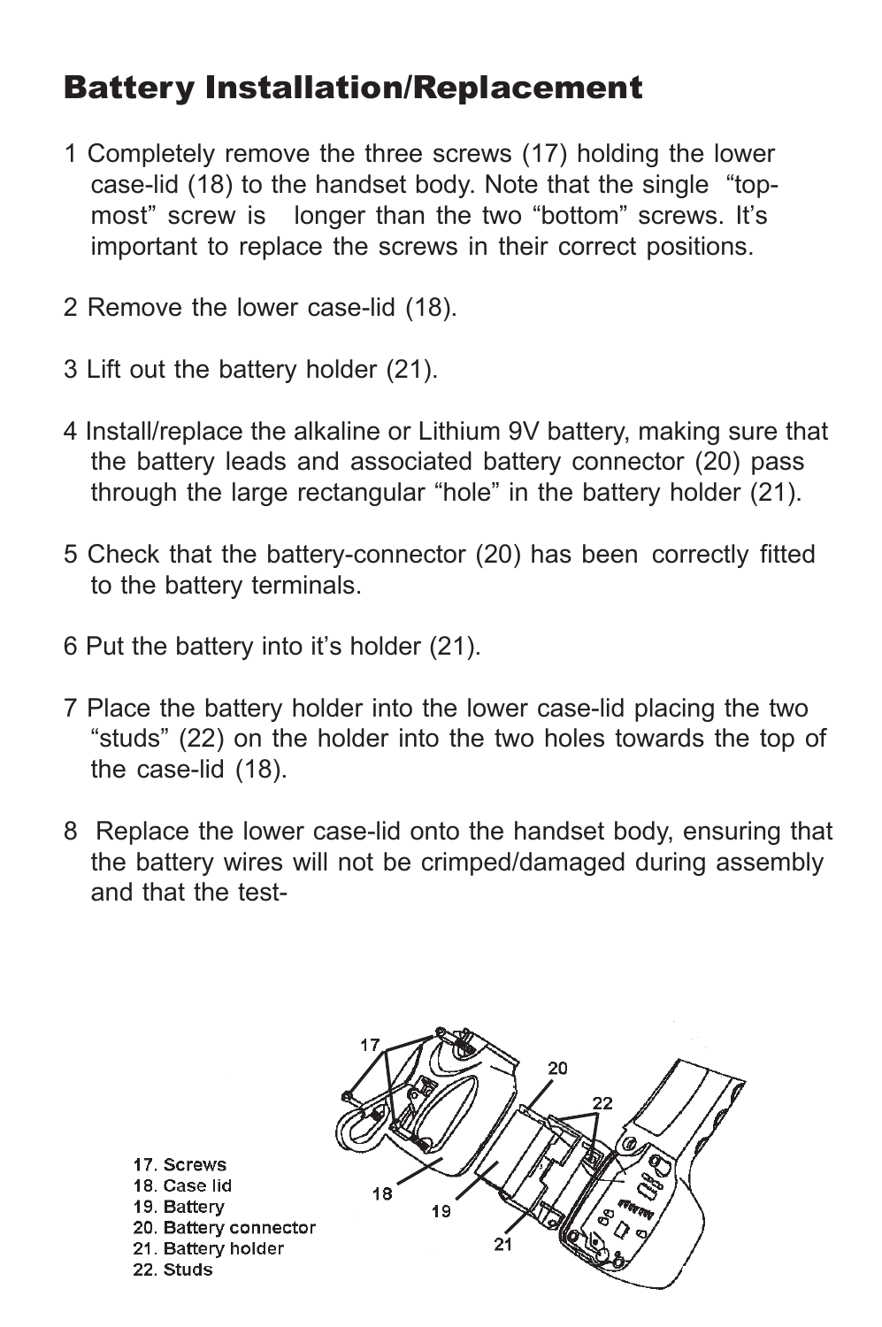# Battery Installation/Replacement

1 Completely remove the three screws (17) holding the lower case-lid (18) to the handset body. Note that the single "top-most" screw is longer than the two "bottom" screws. It's important to replace the screws in their correct positions.

2 Remove the lower case-lid (18).

3 Lift out the battery holder (21).

4 Install/replace the alkaline or Lithium 9V battery, making sure that the battery leads and associated battery connector (20) pass through the large rectangular "hole" in the battery holder (21).

5 Check that the battery-connector (20) has been correctly fitted to the battery terminals.

6 Put the battery into it's holder (21).

7 Place the battery holder into the lower case-lid placing the two "studs" (22) on the holder into the two holes towards the top of the case-lid (18).

8 Replace the lower case-lid onto the handset body, ensuring that the battery wires will not be crimped/damaged during assembly and that the test-

17. Screws
18. Case lid
19. Battery
20. Battery connector
21. Battery holder
22. Studs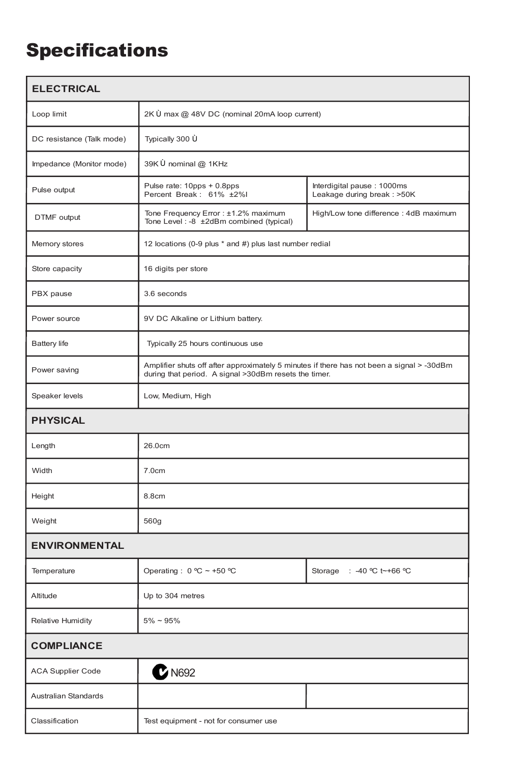# Specifications

| ELECTRICAL | | |
|---|---|---|
| Loop limit | 2K Ù max @ 48V DC (nominal 20mA loop current) | |
| DC resistance (Talk mode) | Typically 300 Ù | |
| Impedance (Monitor mode) | 39K Ù nominal @ 1KHz | |
| Pulse output | Pulse rate: 10pps + 0.8pps<br>Percent Break : 61% ±2%l | Interdigital pause : 1000ms<br>Leakage during break : >50K |
| DTMF output | Tone Frequency Error : ±1.2% maximum<br>Tone Level : -8 ±2dBm combined (typical) | High/Low tone difference : 4dB maximum |
| Memory stores | 12 locations (0-9 plus * and #) plus last number redial | |
| Store capacity | 16 digits per store | |
| PBX pause | 3.6 seconds | |
| Power source | 9V DC Alkaline or Lithium battery. | |
| Battery life | Typically 25 hours continuous use | |
| Power saving | Amplifier shuts off after approximately 5 minutes if there has not been a signal > -30dBm during that period. A signal >30dBm resets the timer. | |
| Speaker levels | Low, Medium, High | |
| **PHYSICAL** | | |
| Length | 26.0cm | |
| Width | 7.0cm | |
| Height | 8.8cm | |
| Weight | 560g | |
| **ENVIRONMENTAL** | | |
| Temperature | Operating : 0 ºC ~ +50 ºC | Storage : -40 ºC t~+66 ºC |
| Altitude | Up to 304 metres | |
| Relative Humidity | 5% ~ 95% | |
| **COMPLIANCE** | | |
| ACA Supplier Code | N692 | |
| Australian Standards | | |
| Classification | Test equipment - not for consumer use | |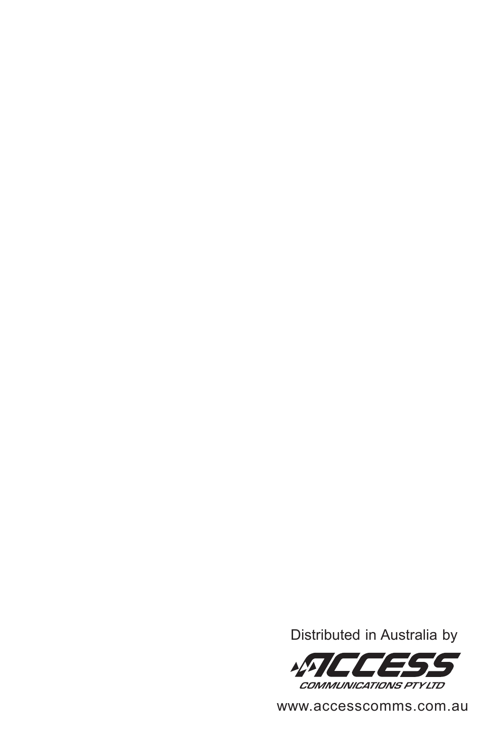Distributed in Australia by

ACCESS

COMMUNICATIONS PTY LTD

www.accesscomms.com.au